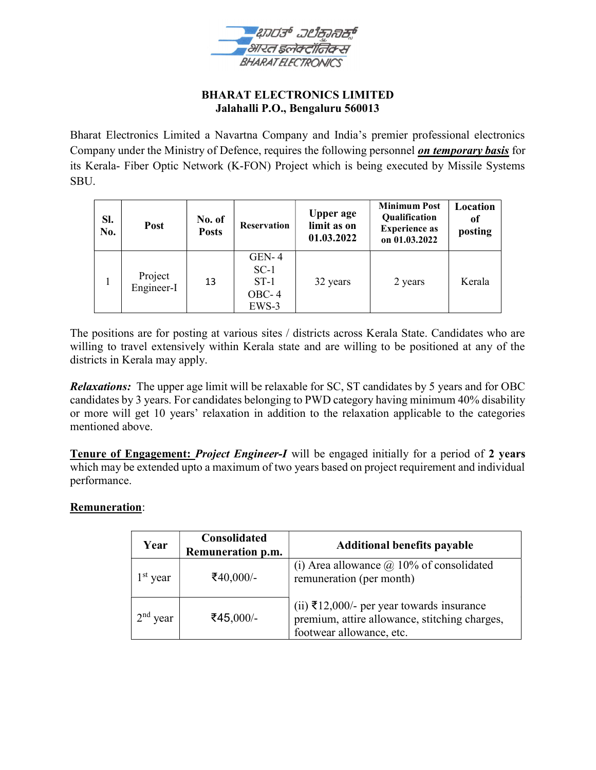# BHARAT ELECTRONICS LIMITED

**Jalahalli P.O., Bengaluru 560013**

Bharat Electronics Limited a Navartna Company and India's premier professional electronics Company under the Ministry of Defence, requires the following personnel ***on temporary basis*** for its Kerala- Fiber Optic Network (K-FON) Project which is being executed by Missile Systems SBU.

| Sl. No. | Post | No. of Posts | Reservation | Upper age limit as on 01.03.2022 | Minimum Post Qualification Experience as on 01.03.2022 | Location of posting |
|---|---|---|---|---|---|---|
| 1 | Project Engineer-I | 13 | GEN- 4<br>SC-1<br>ST-1<br>OBC- 4<br>EWS-3 | 32 years | 2 years | Kerala |

The positions are for posting at various sites / districts across Kerala State. Candidates who are willing to travel extensively within Kerala state and are willing to be positioned at any of the districts in Kerala may apply.

***Relaxations:*** The upper age limit will be relaxable for SC, ST candidates by 5 years and for OBC candidates by 3 years. For candidates belonging to PWD category having minimum 40% disability or more will get 10 years' relaxation in addition to the relaxation applicable to the categories mentioned above.

**Tenure of Engagement:** ***Project Engineer-I*** will be engaged initially for a period of **2 years** which may be extended upto a maximum of two years based on project requirement and individual performance.

**Remuneration**:

| Year | Consolidated Remuneration p.m. | Additional benefits payable |
|---|---|---|
| 1st year | ₹40,000/- | (i) Area allowance @ 10% of consolidated remuneration (per month) |
| 2nd year | ₹45,000/- | (ii) ₹12,000/- per year towards insurance premium, attire allowance, stitching charges, footwear allowance, etc. |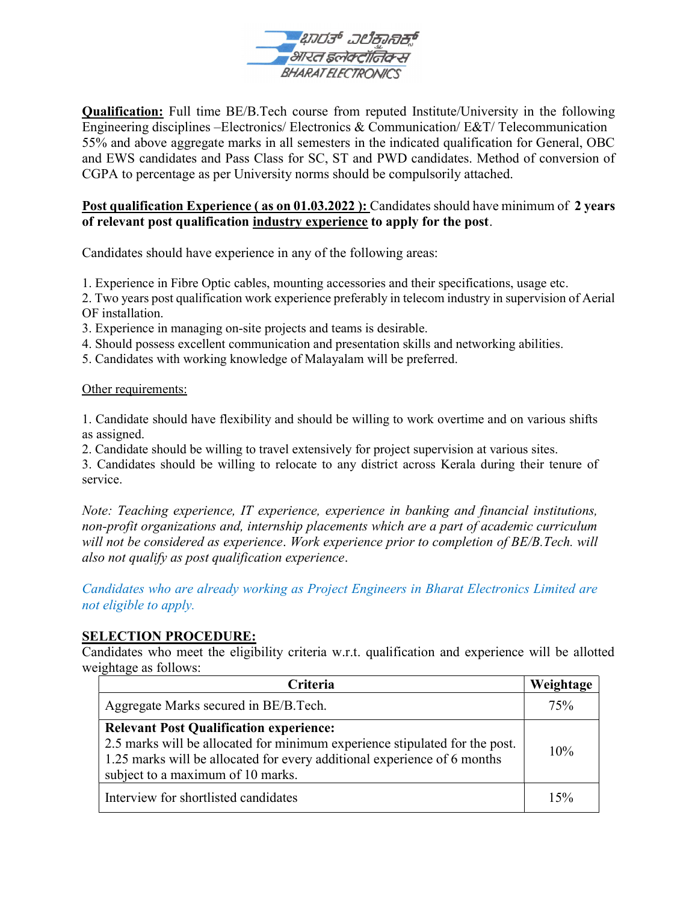**Qualification:** Full time BE/B.Tech course from reputed Institute/University in the following Engineering disciplines –Electronics/ Electronics & Communication/ E&T/ Telecommunication 55% and above aggregate marks in all semesters in the indicated qualification for General, OBC and EWS candidates and Pass Class for SC, ST and PWD candidates. Method of conversion of CGPA to percentage as per University norms should be compulsorily attached.

**Post qualification Experience ( as on 01.03.2022 ):** Candidates should have minimum of **2 years of relevant post qualification industry experience to apply for the post**.

Candidates should have experience in any of the following areas:

1. Experience in Fibre Optic cables, mounting accessories and their specifications, usage etc.
2. Two years post qualification work experience preferably in telecom industry in supervision of Aerial OF installation.
3. Experience in managing on-site projects and teams is desirable.
4. Should possess excellent communication and presentation skills and networking abilities.
5. Candidates with working knowledge of Malayalam will be preferred.

Other requirements:

1. Candidate should have flexibility and should be willing to work overtime and on various shifts as assigned.
2. Candidate should be willing to travel extensively for project supervision at various sites.
3. Candidates should be willing to relocate to any district across Kerala during their tenure of service.

*Note: Teaching experience, IT experience, experience in banking and financial institutions, non-profit organizations and, internship placements which are a part of academic curriculum will not be considered as experience. Work experience prior to completion of BE/B.Tech. will also not qualify as post qualification experience.*

*Candidates who are already working as Project Engineers in Bharat Electronics Limited are not eligible to apply.*

**SELECTION PROCEDURE:**

Candidates who meet the eligibility criteria w.r.t. qualification and experience will be allotted weightage as follows:

| Criteria | Weightage |
|---|---|
| Aggregate Marks secured in BE/B.Tech. | 75% |
| **Relevant Post Qualification experience:** 2.5 marks will be allocated for minimum experience stipulated for the post. 1.25 marks will be allocated for every additional experience of 6 months subject to a maximum of 10 marks. | 10% |
| Interview for shortlisted candidates | 15% |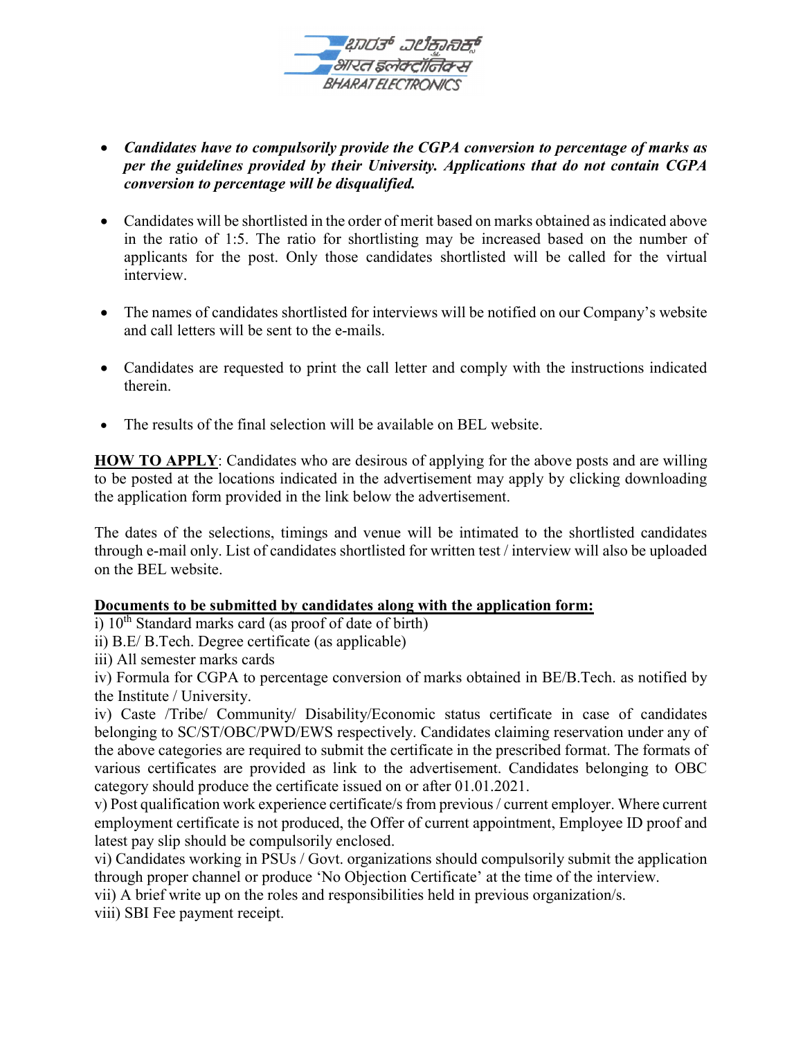- ***Candidates have to compulsorily provide the CGPA conversion to percentage of marks as per the guidelines provided by their University. Applications that do not contain CGPA conversion to percentage will be disqualified.***

- Candidates will be shortlisted in the order of merit based on marks obtained as indicated above in the ratio of 1:5. The ratio for shortlisting may be increased based on the number of applicants for the post. Only those candidates shortlisted will be called for the virtual interview.

- The names of candidates shortlisted for interviews will be notified on our Company's website and call letters will be sent to the e-mails.

- Candidates are requested to print the call letter and comply with the instructions indicated therein.

- The results of the final selection will be available on BEL website.

**HOW TO APPLY**: Candidates who are desirous of applying for the above posts and are willing to be posted at the locations indicated in the advertisement may apply by clicking downloading the application form provided in the link below the advertisement.

The dates of the selections, timings and venue will be intimated to the shortlisted candidates through e-mail only. List of candidates shortlisted for written test / interview will also be uploaded on the BEL website.

**Documents to be submitted by candidates along with the application form:**

i) 10th Standard marks card (as proof of date of birth)
ii) B.E/ B.Tech. Degree certificate (as applicable)
iii) All semester marks cards
iv) Formula for CGPA to percentage conversion of marks obtained in BE/B.Tech. as notified by the Institute / University.
iv) Caste /Tribe/ Community/ Disability/Economic status certificate in case of candidates belonging to SC/ST/OBC/PWD/EWS respectively. Candidates claiming reservation under any of the above categories are required to submit the certificate in the prescribed format. The formats of various certificates are provided as link to the advertisement. Candidates belonging to OBC category should produce the certificate issued on or after 01.01.2021.
v) Post qualification work experience certificate/s from previous / current employer. Where current employment certificate is not produced, the Offer of current appointment, Employee ID proof and latest pay slip should be compulsorily enclosed.
vi) Candidates working in PSUs / Govt. organizations should compulsorily submit the application through proper channel or produce 'No Objection Certificate' at the time of the interview.
vii) A brief write up on the roles and responsibilities held in previous organization/s.
viii) SBI Fee payment receipt.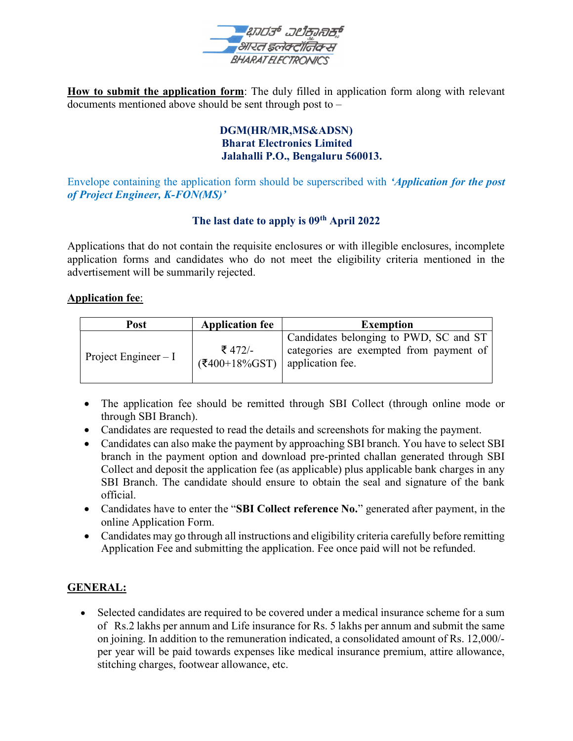**How to submit the application form**: The duly filled in application form along with relevant documents mentioned above should be sent through post to –

**DGM(HR/MR,MS&ADSN)**
**Bharat Electronics Limited**
**Jalahalli P.O., Bengaluru 560013.**

Envelope containing the application form should be superscribed with ***'Application for the post of Project Engineer, K-FON(MS)'***

**The last date to apply is 09th April 2022**

Applications that do not contain the requisite enclosures or with illegible enclosures, incomplete application forms and candidates who do not meet the eligibility criteria mentioned in the advertisement will be summarily rejected.

**Application fee**:

| Post | Application fee | Exemption |
|---|---|---|
| Project Engineer – I | ₹ 472/- (₹400+18%GST) | Candidates belonging to PWD, SC and ST categories are exempted from payment of application fee. |

- The application fee should be remitted through SBI Collect (through online mode or through SBI Branch).
- Candidates are requested to read the details and screenshots for making the payment.
- Candidates can also make the payment by approaching SBI branch. You have to select SBI branch in the payment option and download pre-printed challan generated through SBI Collect and deposit the application fee (as applicable) plus applicable bank charges in any SBI Branch. The candidate should ensure to obtain the seal and signature of the bank official.
- Candidates have to enter the "**SBI Collect reference No.**" generated after payment, in the online Application Form.
- Candidates may go through all instructions and eligibility criteria carefully before remitting Application Fee and submitting the application. Fee once paid will not be refunded.

**GENERAL:**

- Selected candidates are required to be covered under a medical insurance scheme for a sum of Rs.2 lakhs per annum and Life insurance for Rs. 5 lakhs per annum and submit the same on joining. In addition to the remuneration indicated, a consolidated amount of Rs. 12,000/- per year will be paid towards expenses like medical insurance premium, attire allowance, stitching charges, footwear allowance, etc.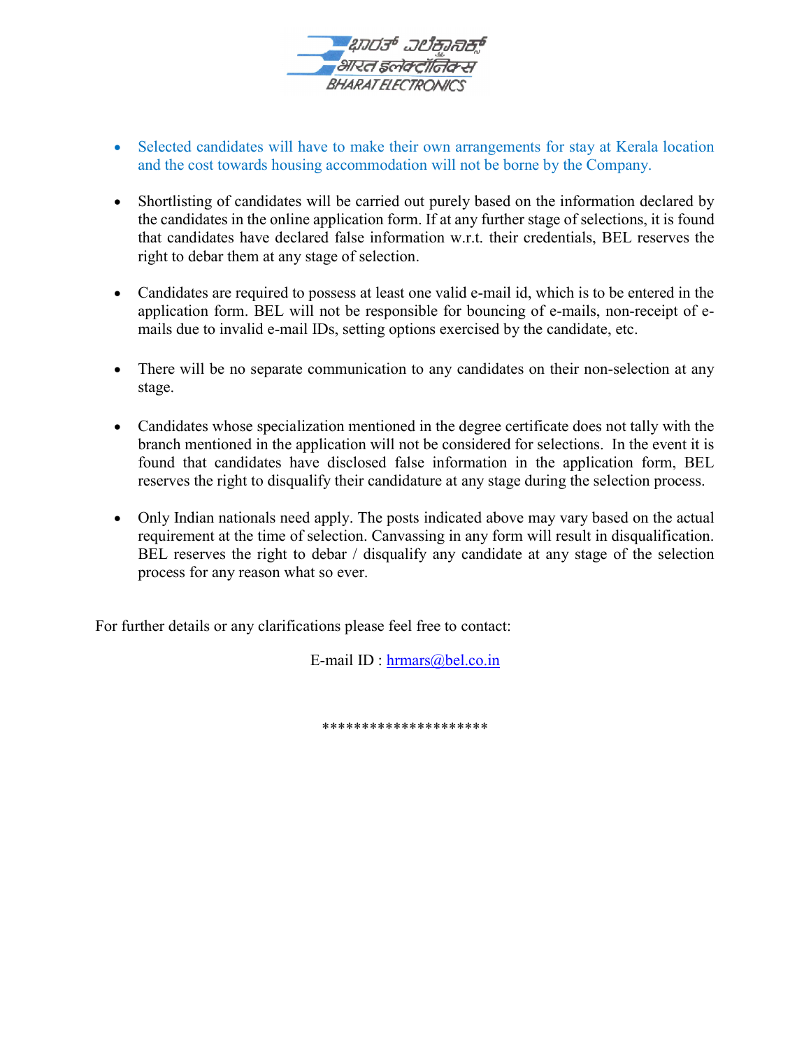- Selected candidates will have to make their own arrangements for stay at Kerala location and the cost towards housing accommodation will not be borne by the Company.

- Shortlisting of candidates will be carried out purely based on the information declared by the candidates in the online application form. If at any further stage of selections, it is found that candidates have declared false information w.r.t. their credentials, BEL reserves the right to debar them at any stage of selection.

- Candidates are required to possess at least one valid e-mail id, which is to be entered in the application form. BEL will not be responsible for bouncing of e-mails, non-receipt of e-mails due to invalid e-mail IDs, setting options exercised by the candidate, etc.

- There will be no separate communication to any candidates on their non-selection at any stage.

- Candidates whose specialization mentioned in the degree certificate does not tally with the branch mentioned in the application will not be considered for selections. In the event it is found that candidates have disclosed false information in the application form, BEL reserves the right to disqualify their candidature at any stage during the selection process.

- Only Indian nationals need apply. The posts indicated above may vary based on the actual requirement at the time of selection. Canvassing in any form will result in disqualification. BEL reserves the right to debar / disqualify any candidate at any stage of the selection process for any reason what so ever.

For further details or any clarifications please feel free to contact:

E-mail ID : hrmars@bel.co.in

********************